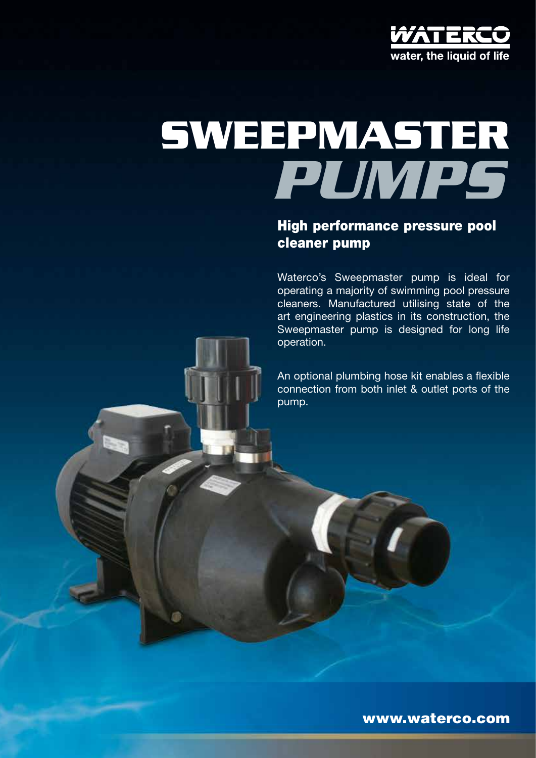WATERCO
water, the liquid of life

# SWEEPMASTER *PUMPS*

## High performance pressure pool cleaner pump

Waterco's Sweepmaster pump is ideal for operating a majority of swimming pool pressure cleaners. Manufactured utilising state of the art engineering plastics in its construction, the Sweepmaster pump is designed for long life operation.

An optional plumbing hose kit enables a flexible connection from both inlet & outlet ports of the pump.

**www.waterco.com**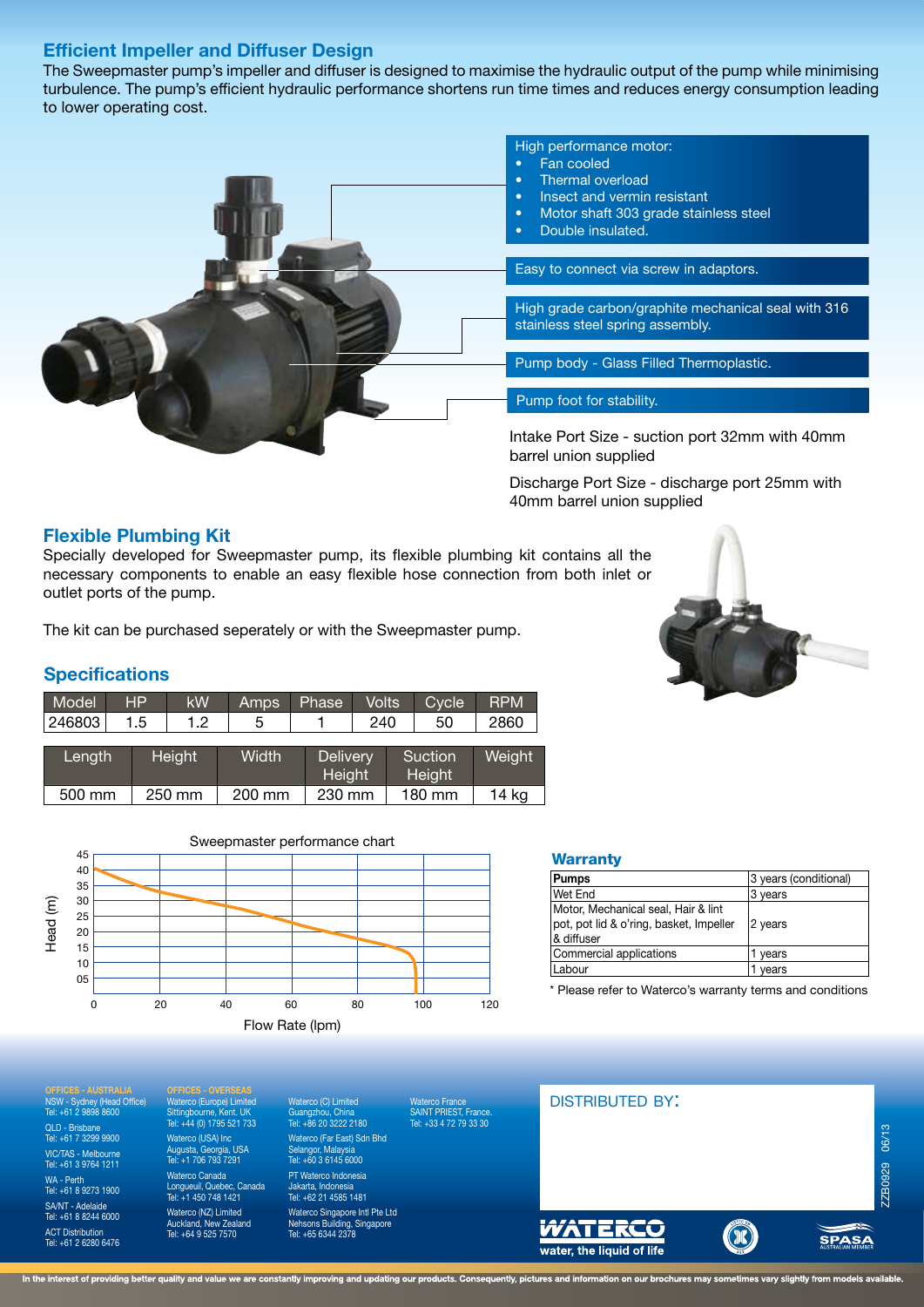## Efficient Impeller and Diffuser Design

The Sweepmaster pump's impeller and diffuser is designed to maximise the hydraulic output of the pump while minimising turbulence. The pump's efficient hydraulic performance shortens run time times and reduces energy consumption leading to lower operating cost.

High performance motor:

- Fan cooled
- Thermal overload
- Insect and vermin resistant
- Motor shaft 303 grade stainless steel
- Double insulated.

Easy to connect via screw in adaptors.

High grade carbon/graphite mechanical seal with 316 stainless steel spring assembly.

Pump body - Glass Filled Thermoplastic.

Pump foot for stability.

Intake Port Size - suction port 32mm with 40mm barrel union supplied

Discharge Port Size - discharge port 25mm with 40mm barrel union supplied

## Flexible Plumbing Kit

Specially developed for Sweepmaster pump, its flexible plumbing kit contains all the necessary components to enable an easy flexible hose connection from both inlet or outlet ports of the pump.

The kit can be purchased seperately or with the Sweepmaster pump.

## Specifications

| Model | HP | kW | Amps | Phase | Volts | Cycle | RPM |
|---|---|---|---|---|---|---|---|
| 246803 | 1.5 | 1.2 | 5 | 1 | 240 | 50 | 2860 |

| Length | Height | Width | Delivery Height | Suction Height | Weight |
|---|---|---|---|---|---|
| 500 mm | 250 mm | 200 mm | 230 mm | 180 mm | 14 kg |

Sweepmaster performance chart

Head (m)

45
40
35
30
25
20
15
10
05

0 20 40 60 80 100 120

Flow Rate (lpm)

## Warranty

| | |
|---|---|
| **Pumps** | 3 years (conditional) |
| Wet End | 3 years |
| Motor, Mechanical seal, Hair & lint pot, pot lid & o'ring, basket, Impeller & diffuser | 2 years |
| Commercial applications | 1 years |
| Labour | 1 years |

\* Please refer to Waterco's warranty terms and conditions

**OFFICES - AUSTRALIA**

NSW - Sydney (Head Office)
Tel: +61 2 9898 8600

QLD - Brisbane
Tel: +61 7 3299 9900

VIC/TAS - Melbourne
Tel: +61 3 9764 1211

WA - Perth
Tel: +61 8 9273 1900

SA/NT - Adelaide
Tel: +61 8 8244 6000

ACT Distribution
Tel: +61 2 6280 6476

**OFFICES - OVERSEAS**

Waterco (Europe) Limited
Sittingbourne, Kent. UK
Tel: +44 (0) 1795 521 733

Waterco (USA) Inc
Augusta, Georgia, USA
Tel: +1 706 793 7291

Waterco Canada
Longueuil, Quebec, Canada
Tel: +1 450 748 1421

Waterco (NZ) Limited
Auckland, New Zealand
Tel: +64 9 525 7570

Waterco (C) Limited
Guangzhou, China
Tel: +86 20 3222 2180

Waterco (Far East) Sdn Bhd
Selangor, Malaysia
Tel: +60 3 6145 6000

PT Waterco Indonesia
Jakarta, Indonesia
Tel: +62 21 4585 1481

Waterco Singapore Intl Pte Ltd
Nehsons Building, Singapore
Tel: +65 6344 2378

Waterco France
SAINT PRIEST, France.
Tel: +33 4 72 79 33 30

DISTRIBUTED BY:

WATERCO
water, the liquid of life

SPASA AUSTRALIAN MEMBER

ZZB0929 06/13

In the interest of providing better quality and value we are constantly improving and updating our products. Consequently, pictures and information on our brochures may sometimes vary slightly from models available.